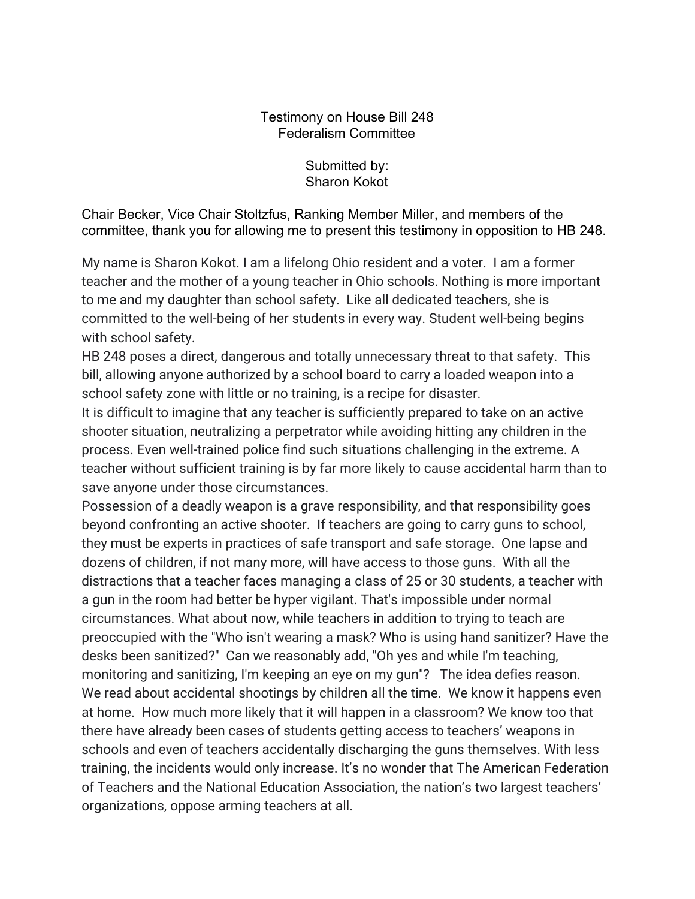Testimony on House Bill 248
Federalism Committee

Submitted by:
Sharon Kokot

Chair Becker, Vice Chair Stoltzfus, Ranking Member Miller, and members of the committee, thank you for allowing me to present this testimony in opposition to HB 248.

My name is Sharon Kokot. I am a lifelong Ohio resident and a voter. I am a former teacher and the mother of a young teacher in Ohio schools. Nothing is more important to me and my daughter than school safety. Like all dedicated teachers, she is committed to the well-being of her students in every way. Student well-being begins with school safety.

HB 248 poses a direct, dangerous and totally unnecessary threat to that safety. This bill, allowing anyone authorized by a school board to carry a loaded weapon into a school safety zone with little or no training, is a recipe for disaster.

It is difficult to imagine that any teacher is sufficiently prepared to take on an active shooter situation, neutralizing a perpetrator while avoiding hitting any children in the process. Even well-trained police find such situations challenging in the extreme. A teacher without sufficient training is by far more likely to cause accidental harm than to save anyone under those circumstances.

Possession of a deadly weapon is a grave responsibility, and that responsibility goes beyond confronting an active shooter. If teachers are going to carry guns to school, they must be experts in practices of safe transport and safe storage. One lapse and dozens of children, if not many more, will have access to those guns. With all the distractions that a teacher faces managing a class of 25 or 30 students, a teacher with a gun in the room had better be hyper vigilant. That's impossible under normal circumstances. What about now, while teachers in addition to trying to teach are preoccupied with the "Who isn't wearing a mask? Who is using hand sanitizer? Have the desks been sanitized?" Can we reasonably add, "Oh yes and while I'm teaching, monitoring and sanitizing, I'm keeping an eye on my gun"? The idea defies reason.

We read about accidental shootings by children all the time. We know it happens even at home. How much more likely that it will happen in a classroom? We know too that there have already been cases of students getting access to teachers' weapons in schools and even of teachers accidentally discharging the guns themselves. With less training, the incidents would only increase. It's no wonder that The American Federation of Teachers and the National Education Association, the nation's two largest teachers' organizations, oppose arming teachers at all.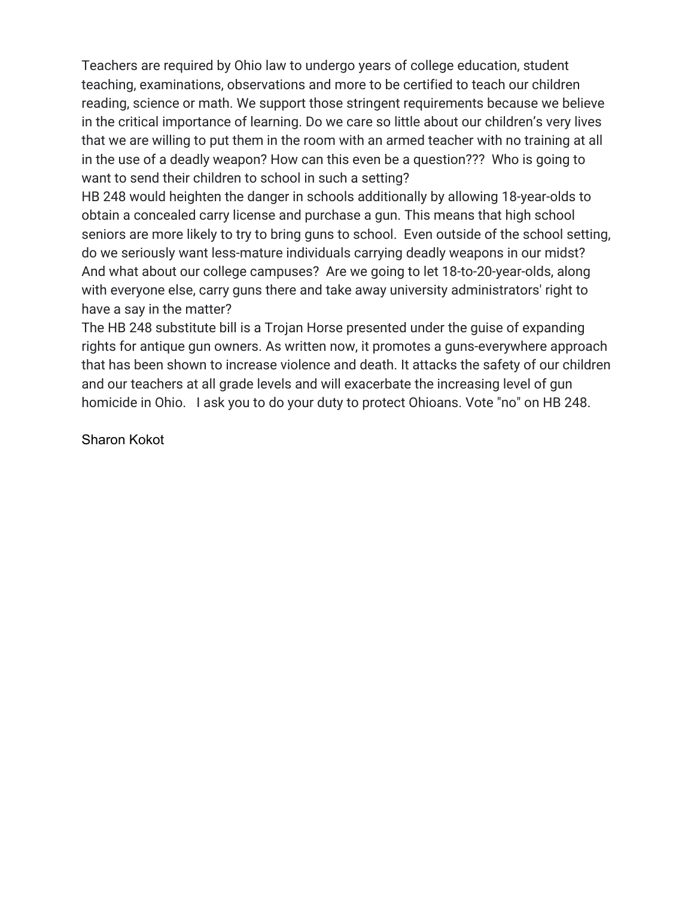Teachers are required by Ohio law to undergo years of college education, student teaching, examinations, observations and more to be certified to teach our children reading, science or math. We support those stringent requirements because we believe in the critical importance of learning. Do we care so little about our children's very lives that we are willing to put them in the room with an armed teacher with no training at all in the use of a deadly weapon? How can this even be a question??? Who is going to want to send their children to school in such a setting?

HB 248 would heighten the danger in schools additionally by allowing 18-year-olds to obtain a concealed carry license and purchase a gun. This means that high school seniors are more likely to try to bring guns to school. Even outside of the school setting, do we seriously want less-mature individuals carrying deadly weapons in our midst? And what about our college campuses? Are we going to let 18-to-20-year-olds, along with everyone else, carry guns there and take away university administrators' right to have a say in the matter?

The HB 248 substitute bill is a Trojan Horse presented under the guise of expanding rights for antique gun owners. As written now, it promotes a guns-everywhere approach that has been shown to increase violence and death. It attacks the safety of our children and our teachers at all grade levels and will exacerbate the increasing level of gun homicide in Ohio. I ask you to do your duty to protect Ohioans. Vote "no" on HB 248.

Sharon Kokot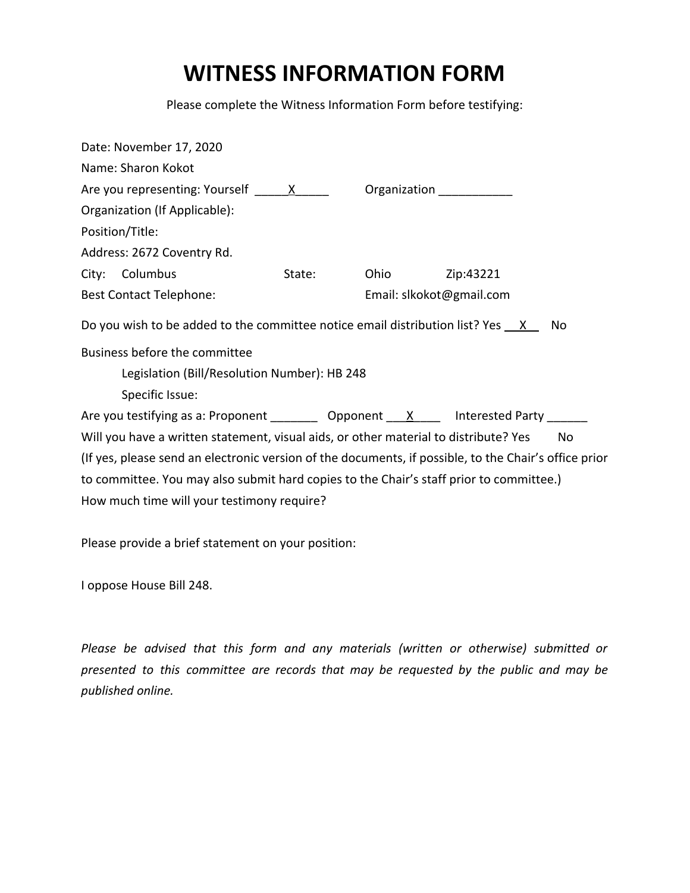# WITNESS INFORMATION FORM

Please complete the Witness Information Form before testifying:

Date: November 17, 2020

Name: Sharon Kokot

Are you representing: Yourself _____X_____ Organization ___________

Organization (If Applicable):

Position/Title:

Address: 2672 Coventry Rd.

City: Columbus State: Ohio Zip:43221

Best Contact Telephone: Email: slkokot@gmail.com

Do you wish to be added to the committee notice email distribution list? Yes __X__ No

Business before the committee

Legislation (Bill/Resolution Number): HB 248

Specific Issue:

Are you testifying as a: Proponent _______ Opponent ___X____ Interested Party ______

Will you have a written statement, visual aids, or other material to distribute? Yes No

(If yes, please send an electronic version of the documents, if possible, to the Chair's office prior to committee. You may also submit hard copies to the Chair's staff prior to committee.)

How much time will your testimony require?

Please provide a brief statement on your position:

I oppose House Bill 248.

*Please be advised that this form and any materials (written or otherwise) submitted or presented to this committee are records that may be requested by the public and may be published online.*